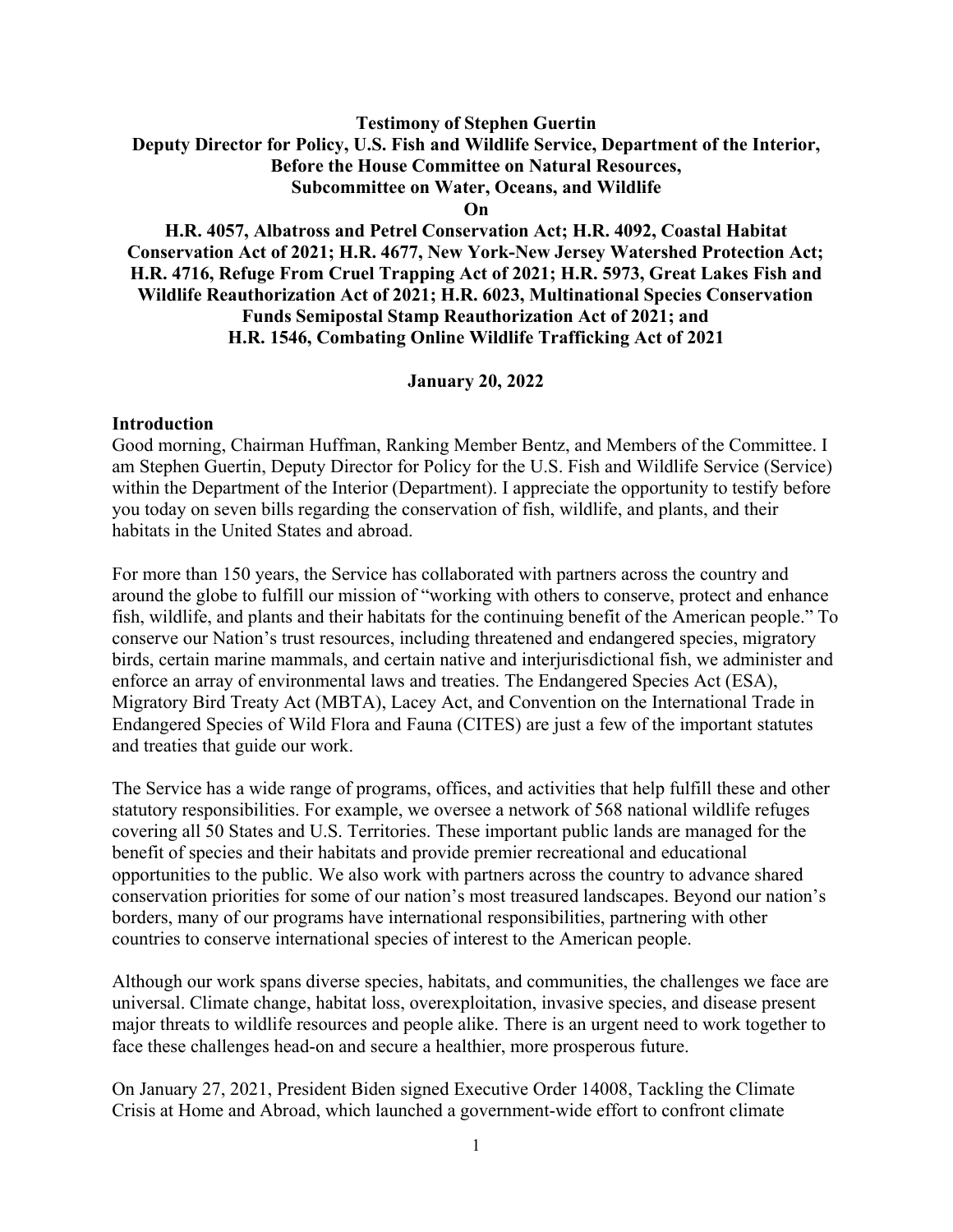**Testimony of Stephen Guertin**
**Deputy Director for Policy, U.S. Fish and Wildlife Service, Department of the Interior,**
**Before the House Committee on Natural Resources,**
**Subcommittee on Water, Oceans, and Wildlife**
**On**
**H.R. 4057, Albatross and Petrel Conservation Act; H.R. 4092, Coastal Habitat Conservation Act of 2021; H.R. 4677, New York-New Jersey Watershed Protection Act; H.R. 4716, Refuge From Cruel Trapping Act of 2021; H.R. 5973, Great Lakes Fish and Wildlife Reauthorization Act of 2021; H.R. 6023, Multinational Species Conservation Funds Semipostal Stamp Reauthorization Act of 2021; and H.R. 1546, Combating Online Wildlife Trafficking Act of 2021**

**January 20, 2022**

## Introduction

Good morning, Chairman Huffman, Ranking Member Bentz, and Members of the Committee. I am Stephen Guertin, Deputy Director for Policy for the U.S. Fish and Wildlife Service (Service) within the Department of the Interior (Department). I appreciate the opportunity to testify before you today on seven bills regarding the conservation of fish, wildlife, and plants, and their habitats in the United States and abroad.

For more than 150 years, the Service has collaborated with partners across the country and around the globe to fulfill our mission of "working with others to conserve, protect and enhance fish, wildlife, and plants and their habitats for the continuing benefit of the American people." To conserve our Nation's trust resources, including threatened and endangered species, migratory birds, certain marine mammals, and certain native and interjurisdictional fish, we administer and enforce an array of environmental laws and treaties. The Endangered Species Act (ESA), Migratory Bird Treaty Act (MBTA), Lacey Act, and Convention on the International Trade in Endangered Species of Wild Flora and Fauna (CITES) are just a few of the important statutes and treaties that guide our work.

The Service has a wide range of programs, offices, and activities that help fulfill these and other statutory responsibilities. For example, we oversee a network of 568 national wildlife refuges covering all 50 States and U.S. Territories. These important public lands are managed for the benefit of species and their habitats and provide premier recreational and educational opportunities to the public. We also work with partners across the country to advance shared conservation priorities for some of our nation's most treasured landscapes. Beyond our nation's borders, many of our programs have international responsibilities, partnering with other countries to conserve international species of interest to the American people.

Although our work spans diverse species, habitats, and communities, the challenges we face are universal. Climate change, habitat loss, overexploitation, invasive species, and disease present major threats to wildlife resources and people alike. There is an urgent need to work together to face these challenges head-on and secure a healthier, more prosperous future.

On January 27, 2021, President Biden signed Executive Order 14008, Tackling the Climate Crisis at Home and Abroad, which launched a government-wide effort to confront climate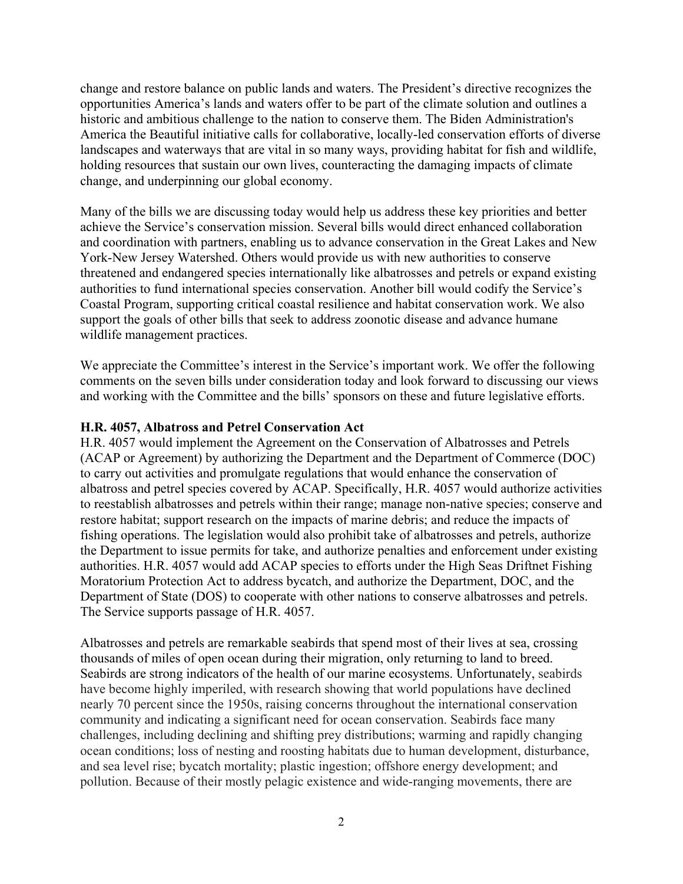change and restore balance on public lands and waters. The President's directive recognizes the opportunities America's lands and waters offer to be part of the climate solution and outlines a historic and ambitious challenge to the nation to conserve them. The Biden Administration's America the Beautiful initiative calls for collaborative, locally-led conservation efforts of diverse landscapes and waterways that are vital in so many ways, providing habitat for fish and wildlife, holding resources that sustain our own lives, counteracting the damaging impacts of climate change, and underpinning our global economy.

Many of the bills we are discussing today would help us address these key priorities and better achieve the Service's conservation mission. Several bills would direct enhanced collaboration and coordination with partners, enabling us to advance conservation in the Great Lakes and New York-New Jersey Watershed. Others would provide us with new authorities to conserve threatened and endangered species internationally like albatrosses and petrels or expand existing authorities to fund international species conservation. Another bill would codify the Service's Coastal Program, supporting critical coastal resilience and habitat conservation work. We also support the goals of other bills that seek to address zoonotic disease and advance humane wildlife management practices.

We appreciate the Committee's interest in the Service's important work. We offer the following comments on the seven bills under consideration today and look forward to discussing our views and working with the Committee and the bills' sponsors on these and future legislative efforts.

**H.R. 4057, Albatross and Petrel Conservation Act**

H.R. 4057 would implement the Agreement on the Conservation of Albatrosses and Petrels (ACAP or Agreement) by authorizing the Department and the Department of Commerce (DOC) to carry out activities and promulgate regulations that would enhance the conservation of albatross and petrel species covered by ACAP. Specifically, H.R. 4057 would authorize activities to reestablish albatrosses and petrels within their range; manage non-native species; conserve and restore habitat; support research on the impacts of marine debris; and reduce the impacts of fishing operations. The legislation would also prohibit take of albatrosses and petrels, authorize the Department to issue permits for take, and authorize penalties and enforcement under existing authorities. H.R. 4057 would add ACAP species to efforts under the High Seas Driftnet Fishing Moratorium Protection Act to address bycatch, and authorize the Department, DOC, and the Department of State (DOS) to cooperate with other nations to conserve albatrosses and petrels. The Service supports passage of H.R. 4057.

Albatrosses and petrels are remarkable seabirds that spend most of their lives at sea, crossing thousands of miles of open ocean during their migration, only returning to land to breed. Seabirds are strong indicators of the health of our marine ecosystems. Unfortunately, seabirds have become highly imperiled, with research showing that world populations have declined nearly 70 percent since the 1950s, raising concerns throughout the international conservation community and indicating a significant need for ocean conservation. Seabirds face many challenges, including declining and shifting prey distributions; warming and rapidly changing ocean conditions; loss of nesting and roosting habitats due to human development, disturbance, and sea level rise; bycatch mortality; plastic ingestion; offshore energy development; and pollution. Because of their mostly pelagic existence and wide-ranging movements, there are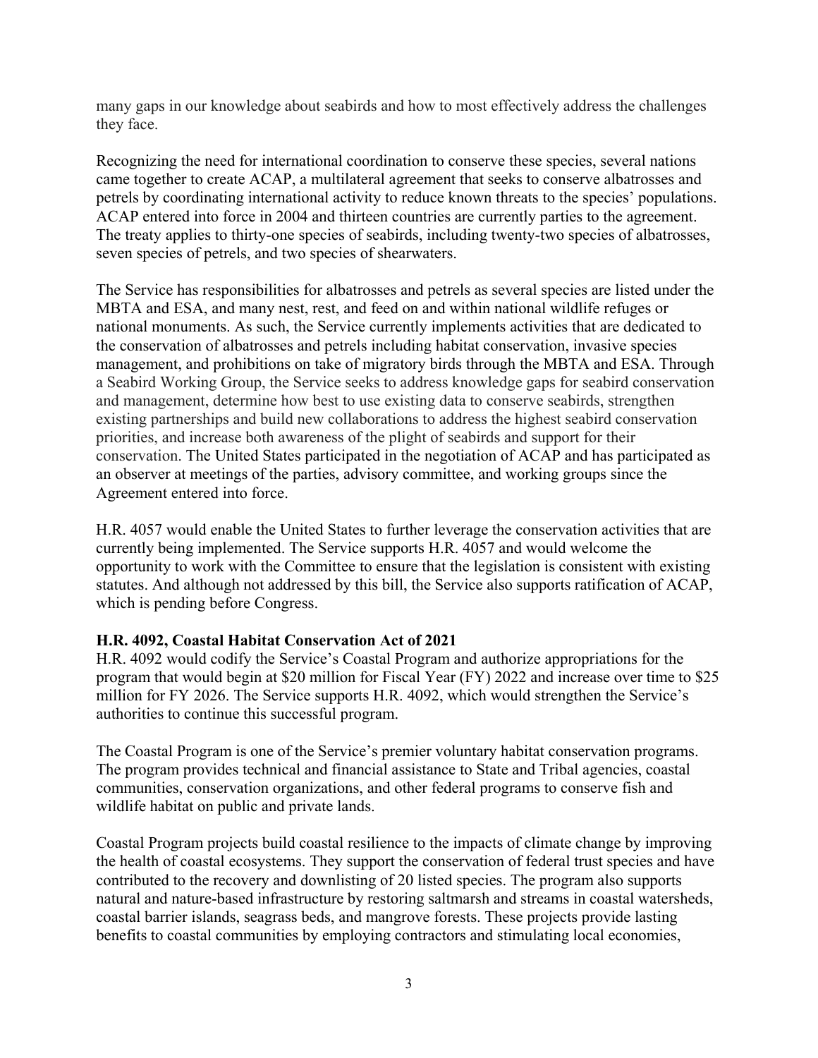many gaps in our knowledge about seabirds and how to most effectively address the challenges they face.

Recognizing the need for international coordination to conserve these species, several nations came together to create ACAP, a multilateral agreement that seeks to conserve albatrosses and petrels by coordinating international activity to reduce known threats to the species' populations. ACAP entered into force in 2004 and thirteen countries are currently parties to the agreement. The treaty applies to thirty-one species of seabirds, including twenty-two species of albatrosses, seven species of petrels, and two species of shearwaters.

The Service has responsibilities for albatrosses and petrels as several species are listed under the MBTA and ESA, and many nest, rest, and feed on and within national wildlife refuges or national monuments. As such, the Service currently implements activities that are dedicated to the conservation of albatrosses and petrels including habitat conservation, invasive species management, and prohibitions on take of migratory birds through the MBTA and ESA. Through a Seabird Working Group, the Service seeks to address knowledge gaps for seabird conservation and management, determine how best to use existing data to conserve seabirds, strengthen existing partnerships and build new collaborations to address the highest seabird conservation priorities, and increase both awareness of the plight of seabirds and support for their conservation. The United States participated in the negotiation of ACAP and has participated as an observer at meetings of the parties, advisory committee, and working groups since the Agreement entered into force.

H.R. 4057 would enable the United States to further leverage the conservation activities that are currently being implemented. The Service supports H.R. 4057 and would welcome the opportunity to work with the Committee to ensure that the legislation is consistent with existing statutes. And although not addressed by this bill, the Service also supports ratification of ACAP, which is pending before Congress.

**H.R. 4092, Coastal Habitat Conservation Act of 2021**

H.R. 4092 would codify the Service's Coastal Program and authorize appropriations for the program that would begin at $20 million for Fiscal Year (FY) 2022 and increase over time to $25 million for FY 2026. The Service supports H.R. 4092, which would strengthen the Service's authorities to continue this successful program.

The Coastal Program is one of the Service's premier voluntary habitat conservation programs. The program provides technical and financial assistance to State and Tribal agencies, coastal communities, conservation organizations, and other federal programs to conserve fish and wildlife habitat on public and private lands.

Coastal Program projects build coastal resilience to the impacts of climate change by improving the health of coastal ecosystems. They support the conservation of federal trust species and have contributed to the recovery and downlisting of 20 listed species. The program also supports natural and nature-based infrastructure by restoring saltmarsh and streams in coastal watersheds, coastal barrier islands, seagrass beds, and mangrove forests. These projects provide lasting benefits to coastal communities by employing contractors and stimulating local economies,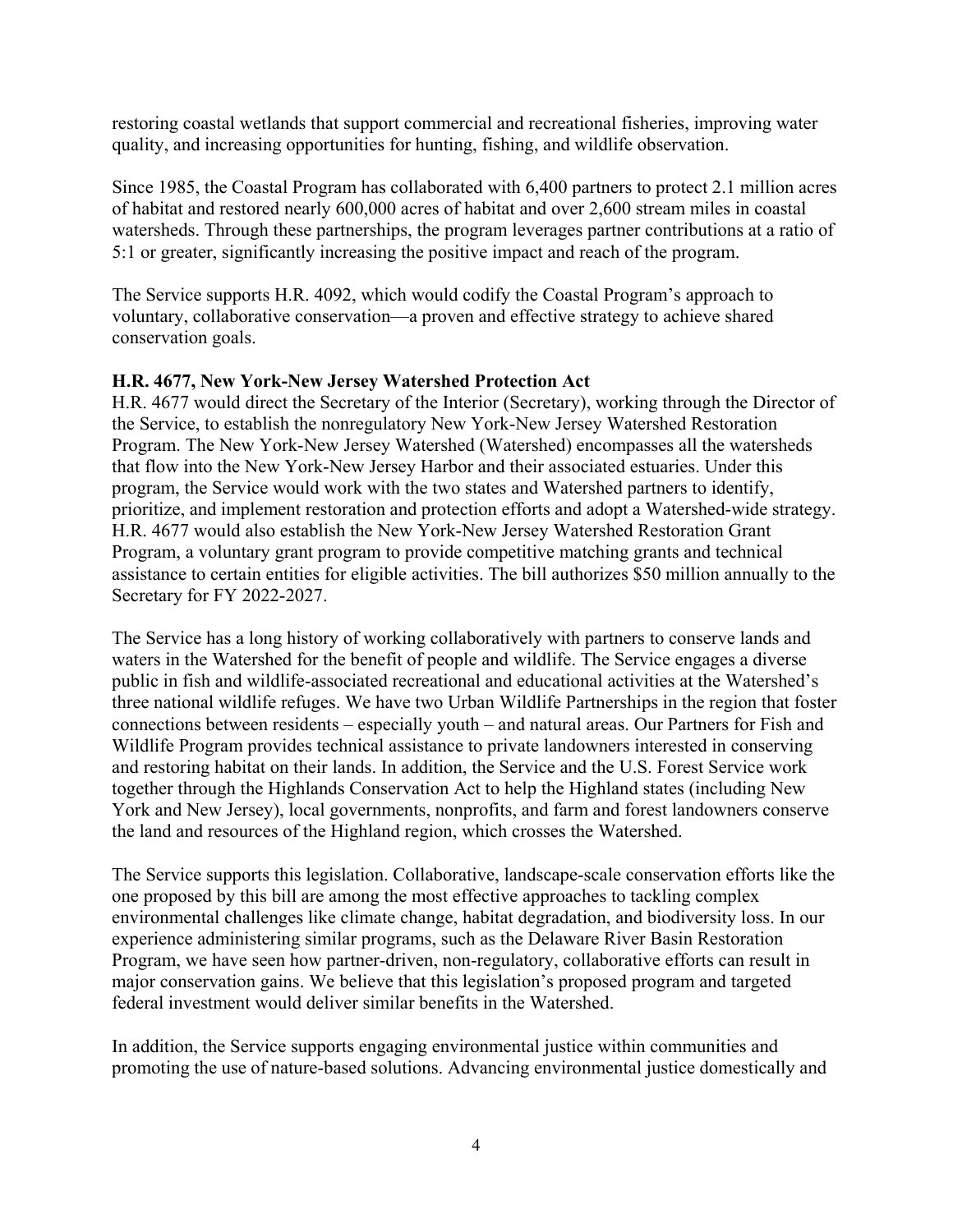restoring coastal wetlands that support commercial and recreational fisheries, improving water quality, and increasing opportunities for hunting, fishing, and wildlife observation.

Since 1985, the Coastal Program has collaborated with 6,400 partners to protect 2.1 million acres of habitat and restored nearly 600,000 acres of habitat and over 2,600 stream miles in coastal watersheds. Through these partnerships, the program leverages partner contributions at a ratio of 5:1 or greater, significantly increasing the positive impact and reach of the program.

The Service supports H.R. 4092, which would codify the Coastal Program's approach to voluntary, collaborative conservation—a proven and effective strategy to achieve shared conservation goals.

**H.R. 4677, New York-New Jersey Watershed Protection Act**

H.R. 4677 would direct the Secretary of the Interior (Secretary), working through the Director of the Service, to establish the nonregulatory New York-New Jersey Watershed Restoration Program. The New York-New Jersey Watershed (Watershed) encompasses all the watersheds that flow into the New York-New Jersey Harbor and their associated estuaries. Under this program, the Service would work with the two states and Watershed partners to identify, prioritize, and implement restoration and protection efforts and adopt a Watershed-wide strategy. H.R. 4677 would also establish the New York-New Jersey Watershed Restoration Grant Program, a voluntary grant program to provide competitive matching grants and technical assistance to certain entities for eligible activities. The bill authorizes $50 million annually to the Secretary for FY 2022-2027.

The Service has a long history of working collaboratively with partners to conserve lands and waters in the Watershed for the benefit of people and wildlife. The Service engages a diverse public in fish and wildlife-associated recreational and educational activities at the Watershed's three national wildlife refuges. We have two Urban Wildlife Partnerships in the region that foster connections between residents – especially youth – and natural areas. Our Partners for Fish and Wildlife Program provides technical assistance to private landowners interested in conserving and restoring habitat on their lands. In addition, the Service and the U.S. Forest Service work together through the Highlands Conservation Act to help the Highland states (including New York and New Jersey), local governments, nonprofits, and farm and forest landowners conserve the land and resources of the Highland region, which crosses the Watershed.

The Service supports this legislation. Collaborative, landscape-scale conservation efforts like the one proposed by this bill are among the most effective approaches to tackling complex environmental challenges like climate change, habitat degradation, and biodiversity loss. In our experience administering similar programs, such as the Delaware River Basin Restoration Program, we have seen how partner-driven, non-regulatory, collaborative efforts can result in major conservation gains. We believe that this legislation's proposed program and targeted federal investment would deliver similar benefits in the Watershed.

In addition, the Service supports engaging environmental justice within communities and promoting the use of nature-based solutions. Advancing environmental justice domestically and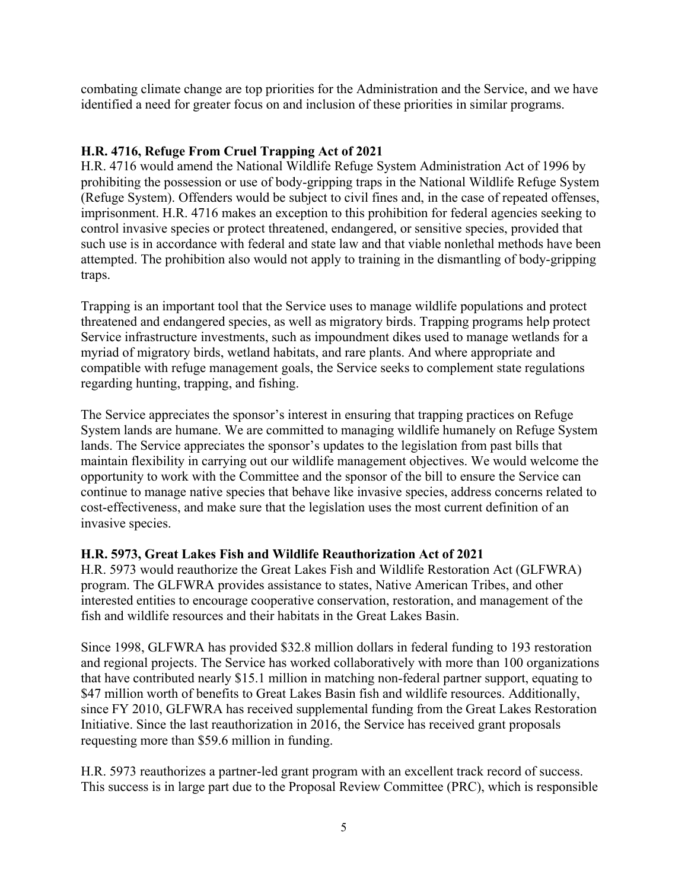combating climate change are top priorities for the Administration and the Service, and we have identified a need for greater focus on and inclusion of these priorities in similar programs.

**H.R. 4716, Refuge From Cruel Trapping Act of 2021**

H.R. 4716 would amend the National Wildlife Refuge System Administration Act of 1996 by prohibiting the possession or use of body-gripping traps in the National Wildlife Refuge System (Refuge System). Offenders would be subject to civil fines and, in the case of repeated offenses, imprisonment. H.R. 4716 makes an exception to this prohibition for federal agencies seeking to control invasive species or protect threatened, endangered, or sensitive species, provided that such use is in accordance with federal and state law and that viable nonlethal methods have been attempted. The prohibition also would not apply to training in the dismantling of body-gripping traps.

Trapping is an important tool that the Service uses to manage wildlife populations and protect threatened and endangered species, as well as migratory birds. Trapping programs help protect Service infrastructure investments, such as impoundment dikes used to manage wetlands for a myriad of migratory birds, wetland habitats, and rare plants. And where appropriate and compatible with refuge management goals, the Service seeks to complement state regulations regarding hunting, trapping, and fishing.

The Service appreciates the sponsor's interest in ensuring that trapping practices on Refuge System lands are humane. We are committed to managing wildlife humanely on Refuge System lands. The Service appreciates the sponsor's updates to the legislation from past bills that maintain flexibility in carrying out our wildlife management objectives. We would welcome the opportunity to work with the Committee and the sponsor of the bill to ensure the Service can continue to manage native species that behave like invasive species, address concerns related to cost-effectiveness, and make sure that the legislation uses the most current definition of an invasive species.

**H.R. 5973, Great Lakes Fish and Wildlife Reauthorization Act of 2021**

H.R. 5973 would reauthorize the Great Lakes Fish and Wildlife Restoration Act (GLFWRA) program. The GLFWRA provides assistance to states, Native American Tribes, and other interested entities to encourage cooperative conservation, restoration, and management of the fish and wildlife resources and their habitats in the Great Lakes Basin.

Since 1998, GLFWRA has provided $32.8 million dollars in federal funding to 193 restoration and regional projects. The Service has worked collaboratively with more than 100 organizations that have contributed nearly $15.1 million in matching non-federal partner support, equating to $47 million worth of benefits to Great Lakes Basin fish and wildlife resources. Additionally, since FY 2010, GLFWRA has received supplemental funding from the Great Lakes Restoration Initiative. Since the last reauthorization in 2016, the Service has received grant proposals requesting more than $59.6 million in funding.

H.R. 5973 reauthorizes a partner-led grant program with an excellent track record of success. This success is in large part due to the Proposal Review Committee (PRC), which is responsible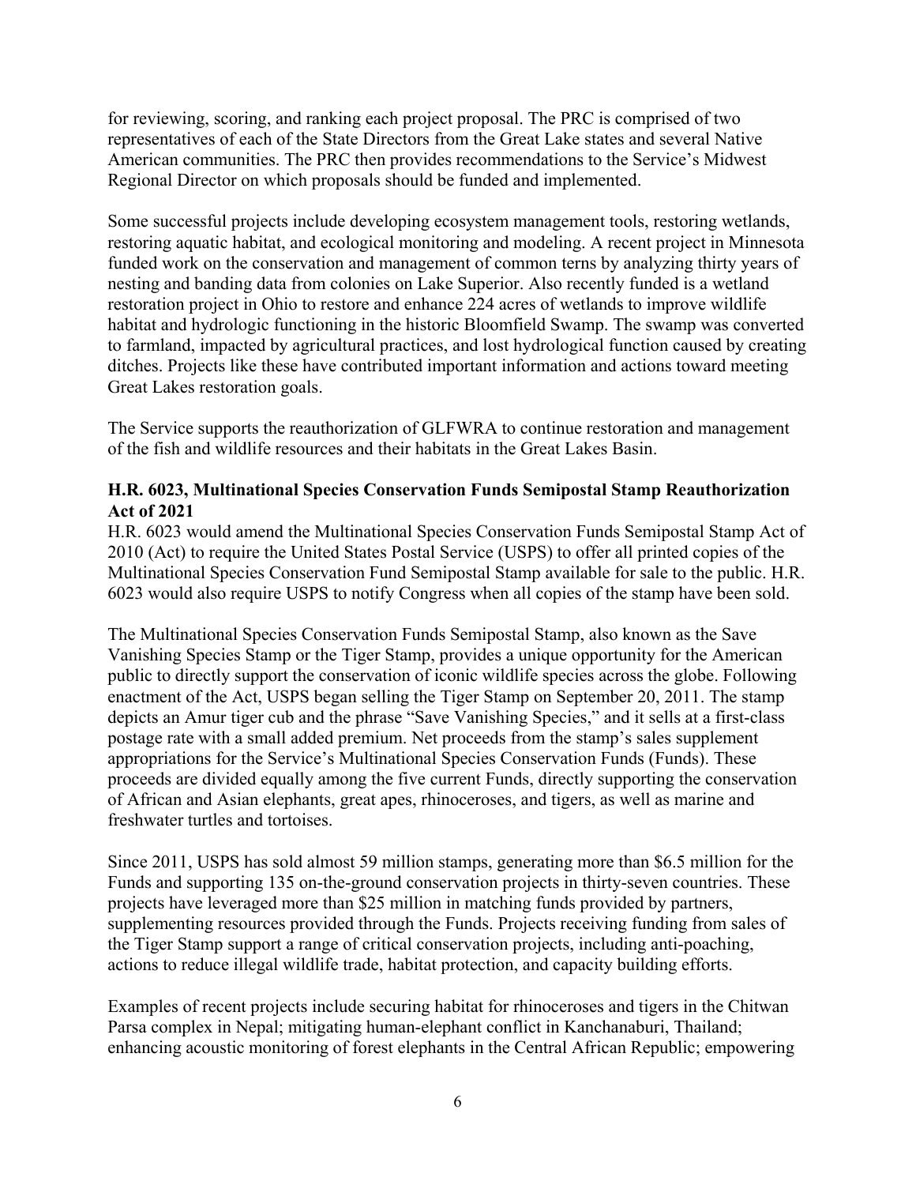for reviewing, scoring, and ranking each project proposal. The PRC is comprised of two representatives of each of the State Directors from the Great Lake states and several Native American communities. The PRC then provides recommendations to the Service's Midwest Regional Director on which proposals should be funded and implemented.

Some successful projects include developing ecosystem management tools, restoring wetlands, restoring aquatic habitat, and ecological monitoring and modeling. A recent project in Minnesota funded work on the conservation and management of common terns by analyzing thirty years of nesting and banding data from colonies on Lake Superior. Also recently funded is a wetland restoration project in Ohio to restore and enhance 224 acres of wetlands to improve wildlife habitat and hydrologic functioning in the historic Bloomfield Swamp. The swamp was converted to farmland, impacted by agricultural practices, and lost hydrological function caused by creating ditches. Projects like these have contributed important information and actions toward meeting Great Lakes restoration goals.

The Service supports the reauthorization of GLFWRA to continue restoration and management of the fish and wildlife resources and their habitats in the Great Lakes Basin.

**H.R. 6023, Multinational Species Conservation Funds Semipostal Stamp Reauthorization Act of 2021**

H.R. 6023 would amend the Multinational Species Conservation Funds Semipostal Stamp Act of 2010 (Act) to require the United States Postal Service (USPS) to offer all printed copies of the Multinational Species Conservation Fund Semipostal Stamp available for sale to the public. H.R. 6023 would also require USPS to notify Congress when all copies of the stamp have been sold.

The Multinational Species Conservation Funds Semipostal Stamp, also known as the Save Vanishing Species Stamp or the Tiger Stamp, provides a unique opportunity for the American public to directly support the conservation of iconic wildlife species across the globe. Following enactment of the Act, USPS began selling the Tiger Stamp on September 20, 2011. The stamp depicts an Amur tiger cub and the phrase "Save Vanishing Species," and it sells at a first-class postage rate with a small added premium. Net proceeds from the stamp's sales supplement appropriations for the Service's Multinational Species Conservation Funds (Funds). These proceeds are divided equally among the five current Funds, directly supporting the conservation of African and Asian elephants, great apes, rhinoceroses, and tigers, as well as marine and freshwater turtles and tortoises.

Since 2011, USPS has sold almost 59 million stamps, generating more than $6.5 million for the Funds and supporting 135 on-the-ground conservation projects in thirty-seven countries. These projects have leveraged more than $25 million in matching funds provided by partners, supplementing resources provided through the Funds. Projects receiving funding from sales of the Tiger Stamp support a range of critical conservation projects, including anti-poaching, actions to reduce illegal wildlife trade, habitat protection, and capacity building efforts.

Examples of recent projects include securing habitat for rhinoceroses and tigers in the Chitwan Parsa complex in Nepal; mitigating human-elephant conflict in Kanchanaburi, Thailand; enhancing acoustic monitoring of forest elephants in the Central African Republic; empowering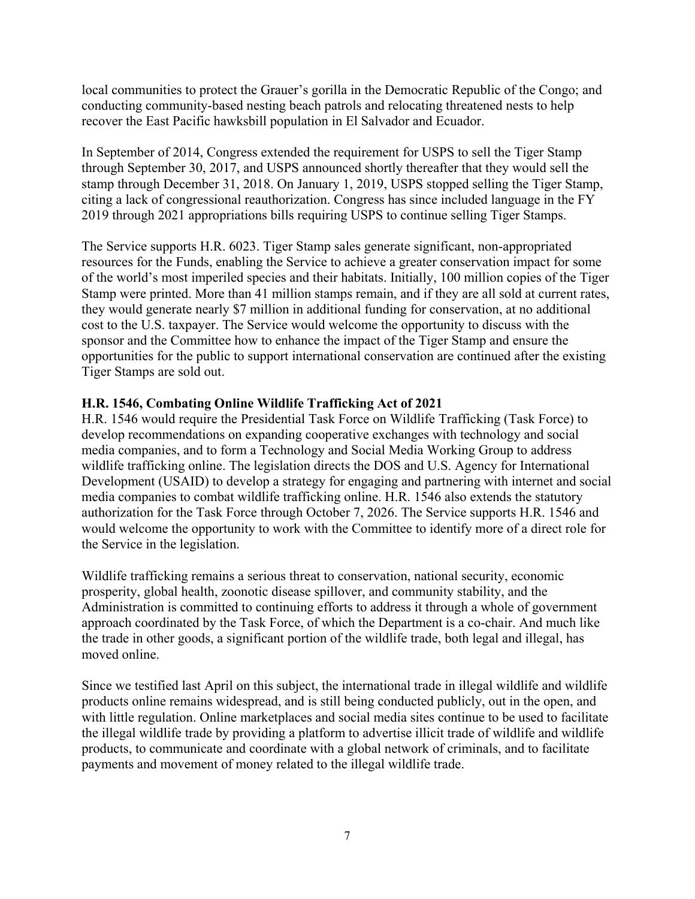local communities to protect the Grauer's gorilla in the Democratic Republic of the Congo; and conducting community-based nesting beach patrols and relocating threatened nests to help recover the East Pacific hawksbill population in El Salvador and Ecuador.

In September of 2014, Congress extended the requirement for USPS to sell the Tiger Stamp through September 30, 2017, and USPS announced shortly thereafter that they would sell the stamp through December 31, 2018. On January 1, 2019, USPS stopped selling the Tiger Stamp, citing a lack of congressional reauthorization. Congress has since included language in the FY 2019 through 2021 appropriations bills requiring USPS to continue selling Tiger Stamps.

The Service supports H.R. 6023. Tiger Stamp sales generate significant, non-appropriated resources for the Funds, enabling the Service to achieve a greater conservation impact for some of the world's most imperiled species and their habitats. Initially, 100 million copies of the Tiger Stamp were printed. More than 41 million stamps remain, and if they are all sold at current rates, they would generate nearly $7 million in additional funding for conservation, at no additional cost to the U.S. taxpayer. The Service would welcome the opportunity to discuss with the sponsor and the Committee how to enhance the impact of the Tiger Stamp and ensure the opportunities for the public to support international conservation are continued after the existing Tiger Stamps are sold out.

**H.R. 1546, Combating Online Wildlife Trafficking Act of 2021**

H.R. 1546 would require the Presidential Task Force on Wildlife Trafficking (Task Force) to develop recommendations on expanding cooperative exchanges with technology and social media companies, and to form a Technology and Social Media Working Group to address wildlife trafficking online. The legislation directs the DOS and U.S. Agency for International Development (USAID) to develop a strategy for engaging and partnering with internet and social media companies to combat wildlife trafficking online. H.R. 1546 also extends the statutory authorization for the Task Force through October 7, 2026. The Service supports H.R. 1546 and would welcome the opportunity to work with the Committee to identify more of a direct role for the Service in the legislation.

Wildlife trafficking remains a serious threat to conservation, national security, economic prosperity, global health, zoonotic disease spillover, and community stability, and the Administration is committed to continuing efforts to address it through a whole of government approach coordinated by the Task Force, of which the Department is a co-chair. And much like the trade in other goods, a significant portion of the wildlife trade, both legal and illegal, has moved online.

Since we testified last April on this subject, the international trade in illegal wildlife and wildlife products online remains widespread, and is still being conducted publicly, out in the open, and with little regulation. Online marketplaces and social media sites continue to be used to facilitate the illegal wildlife trade by providing a platform to advertise illicit trade of wildlife and wildlife products, to communicate and coordinate with a global network of criminals, and to facilitate payments and movement of money related to the illegal wildlife trade.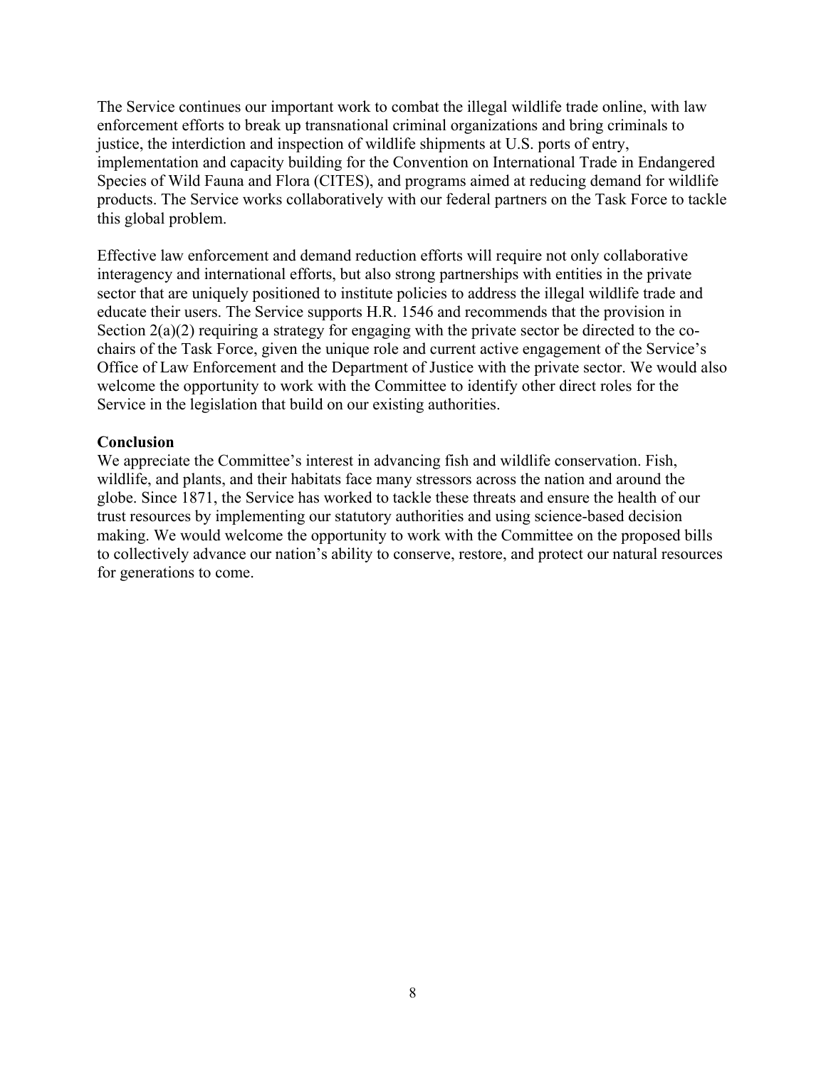The Service continues our important work to combat the illegal wildlife trade online, with law enforcement efforts to break up transnational criminal organizations and bring criminals to justice, the interdiction and inspection of wildlife shipments at U.S. ports of entry, implementation and capacity building for the Convention on International Trade in Endangered Species of Wild Fauna and Flora (CITES), and programs aimed at reducing demand for wildlife products. The Service works collaboratively with our federal partners on the Task Force to tackle this global problem.

Effective law enforcement and demand reduction efforts will require not only collaborative interagency and international efforts, but also strong partnerships with entities in the private sector that are uniquely positioned to institute policies to address the illegal wildlife trade and educate their users. The Service supports H.R. 1546 and recommends that the provision in Section 2(a)(2) requiring a strategy for engaging with the private sector be directed to the co-chairs of the Task Force, given the unique role and current active engagement of the Service's Office of Law Enforcement and the Department of Justice with the private sector. We would also welcome the opportunity to work with the Committee to identify other direct roles for the Service in the legislation that build on our existing authorities.

**Conclusion**

We appreciate the Committee's interest in advancing fish and wildlife conservation. Fish, wildlife, and plants, and their habitats face many stressors across the nation and around the globe. Since 1871, the Service has worked to tackle these threats and ensure the health of our trust resources by implementing our statutory authorities and using science-based decision making. We would welcome the opportunity to work with the Committee on the proposed bills to collectively advance our nation's ability to conserve, restore, and protect our natural resources for generations to come.